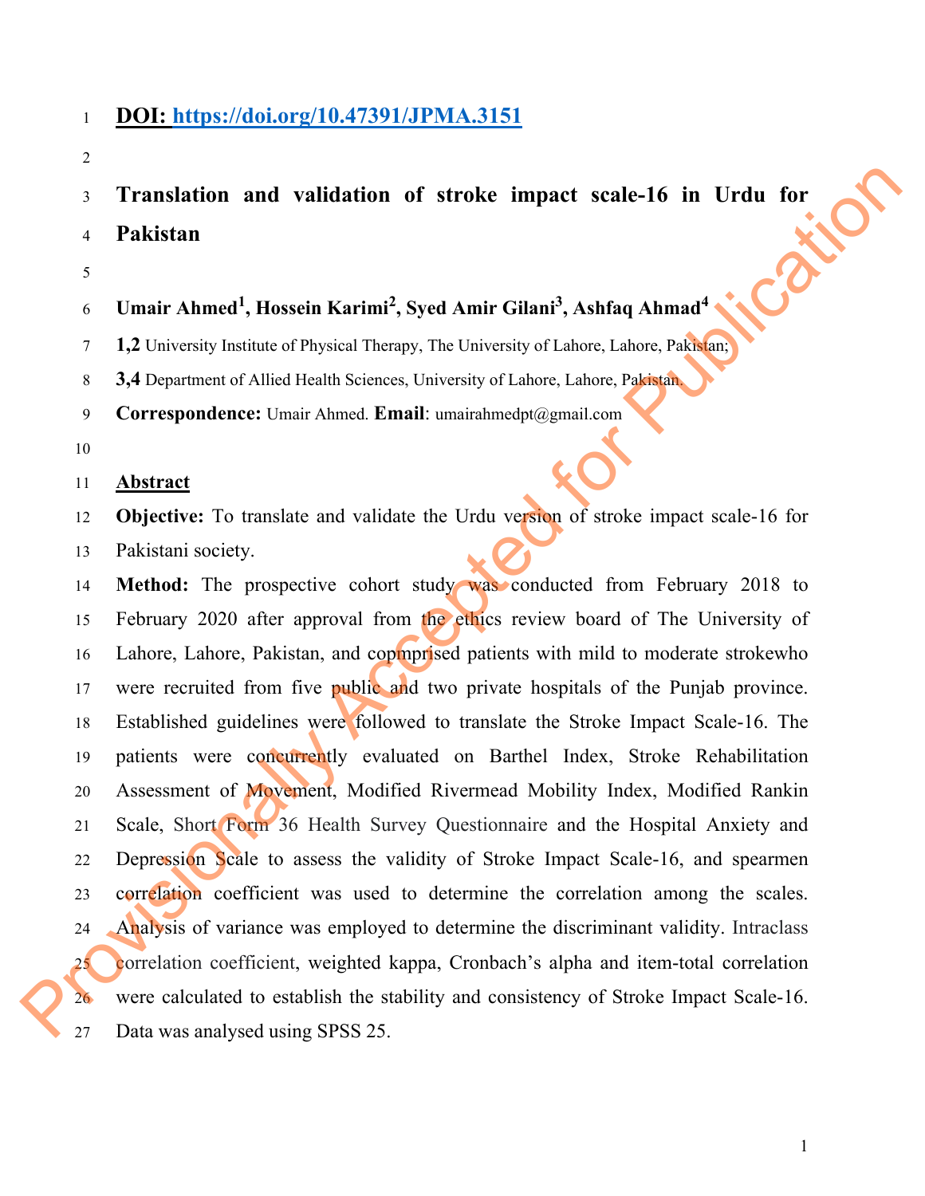**DOI: https://doi.org/10.47391/JPMA.3151**

# Translation and validation of stroke impact scale-16 in Urdu for Pakistan

**Umair Ahmed[1], Hossein Karimi[2], Syed Amir Gilani[3], Ashfaq Ahmad[4]**

**1,2** University Institute of Physical Therapy, The University of Lahore, Lahore, Pakistan;

**3,4** Department of Allied Health Sciences, University of Lahore, Lahore, Pakistan.

**Correspondence:** Umair Ahmed. **Email**: umairahmedpt@gmail.com

## Abstract

**Objective:** To translate and validate the Urdu version of stroke impact scale-16 for Pakistani society.

**Method:** The prospective cohort study was conducted from February 2018 to February 2020 after approval from the ethics review board of The University of Lahore, Lahore, Pakistan, and copmprised patients with mild to moderate strokewho were recruited from five public and two private hospitals of the Punjab province. Established guidelines were followed to translate the Stroke Impact Scale-16. The patients were concurrently evaluated on Barthel Index, Stroke Rehabilitation Assessment of Movement, Modified Rivermead Mobility Index, Modified Rankin Scale, Short Form 36 Health Survey Questionnaire and the Hospital Anxiety and Depression Scale to assess the validity of Stroke Impact Scale-16, and spearmen correlation coefficient was used to determine the correlation among the scales. Analysis of variance was employed to determine the discriminant validity. Intraclass correlation coefficient, weighted kappa, Cronbach's alpha and item-total correlation were calculated to establish the stability and consistency of Stroke Impact Scale-16. Data was analysed using SPSS 25.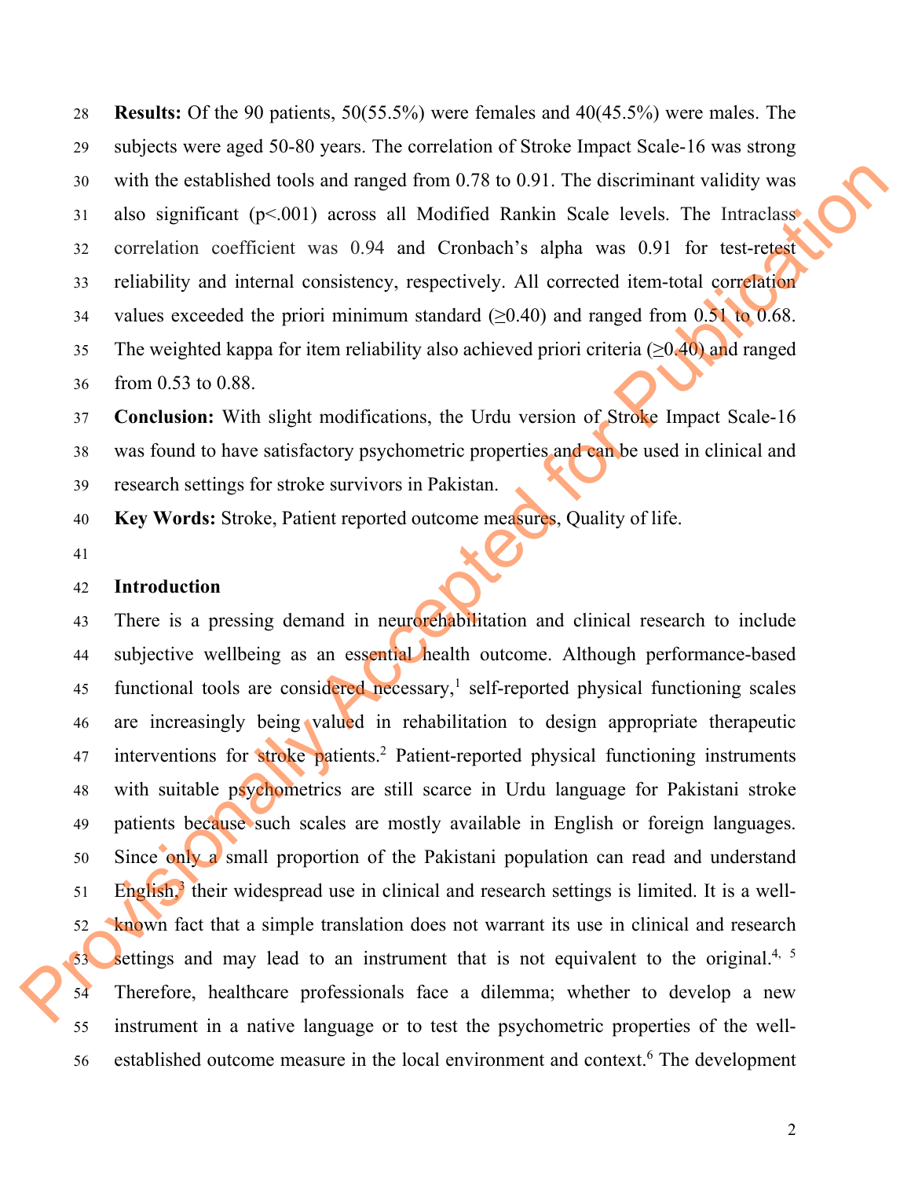**Results:** Of the 90 patients, 50(55.5%) were females and 40(45.5%) were males. The subjects were aged 50-80 years. The correlation of Stroke Impact Scale-16 was strong with the established tools and ranged from 0.78 to 0.91. The discriminant validity was also significant (p<.001) across all Modified Rankin Scale levels. The Intraclass correlation coefficient was 0.94 and Cronbach's alpha was 0.91 for test-retest reliability and internal consistency, respectively. All corrected item-total correlation values exceeded the priori minimum standard (≥0.40) and ranged from 0.51 to 0.68. The weighted kappa for item reliability also achieved priori criteria (≥0.40) and ranged from 0.53 to 0.88.

**Conclusion:** With slight modifications, the Urdu version of Stroke Impact Scale-16 was found to have satisfactory psychometric properties and can be used in clinical and research settings for stroke survivors in Pakistan.

**Key Words:** Stroke, Patient reported outcome measures, Quality of life.

## Introduction

There is a pressing demand in neurorehabilitation and clinical research to include subjective wellbeing as an essential health outcome. Although performance-based functional tools are considered necessary,[1] self-reported physical functioning scales are increasingly being valued in rehabilitation to design appropriate therapeutic interventions for stroke patients.[2] Patient-reported physical functioning instruments with suitable psychometrics are still scarce in Urdu language for Pakistani stroke patients because such scales are mostly available in English or foreign languages. Since only a small proportion of the Pakistani population can read and understand English,[3] their widespread use in clinical and research settings is limited. It is a well-known fact that a simple translation does not warrant its use in clinical and research settings and may lead to an instrument that is not equivalent to the original.[4, 5] Therefore, healthcare professionals face a dilemma; whether to develop a new instrument in a native language or to test the psychometric properties of the well-established outcome measure in the local environment and context.[6] The development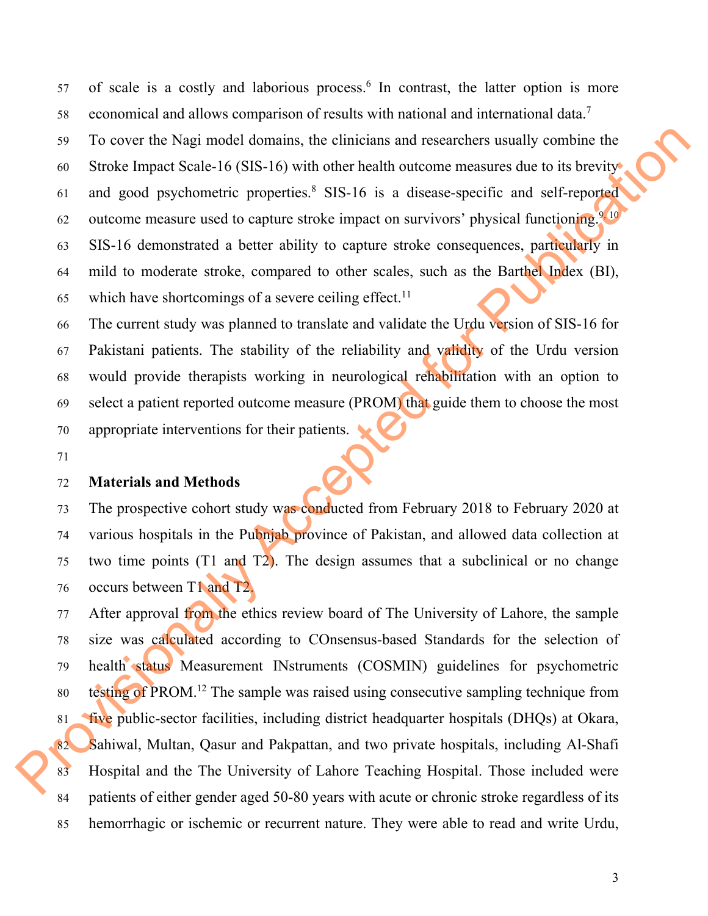of scale is a costly and laborious process.[6] In contrast, the latter option is more economical and allows comparison of results with national and international data.[7]

To cover the Nagi model domains, the clinicians and researchers usually combine the Stroke Impact Scale-16 (SIS-16) with other health outcome measures due to its brevity and good psychometric properties.[8] SIS-16 is a disease-specific and self-reported outcome measure used to capture stroke impact on survivors' physical functioning.[9, 10] SIS-16 demonstrated a better ability to capture stroke consequences, particularly in mild to moderate stroke, compared to other scales, such as the Barthel Index (BI), which have shortcomings of a severe ceiling effect.[11]

The current study was planned to translate and validate the Urdu version of SIS-16 for Pakistani patients. The stability of the reliability and validity of the Urdu version would provide therapists working in neurological rehabilitation with an option to select a patient reported outcome measure (PROM) that guide them to choose the most appropriate interventions for their patients.

**Materials and Methods**

The prospective cohort study was conducted from February 2018 to February 2020 at various hospitals in the Pubnjab province of Pakistan, and allowed data collection at two time points (T1 and T2). The design assumes that a subclinical or no change occurs between T1 and T2.

After approval from the ethics review board of The University of Lahore, the sample size was calculated according to COnsensus-based Standards for the selection of health status Measurement INstruments (COSMIN) guidelines for psychometric testing of PROM.[12] The sample was raised using consecutive sampling technique from five public-sector facilities, including district headquarter hospitals (DHQs) at Okara, Sahiwal, Multan, Qasur and Pakpattan, and two private hospitals, including Al-Shafi Hospital and the The University of Lahore Teaching Hospital. Those included were patients of either gender aged 50-80 years with acute or chronic stroke regardless of its hemorrhagic or ischemic or recurrent nature. They were able to read and write Urdu,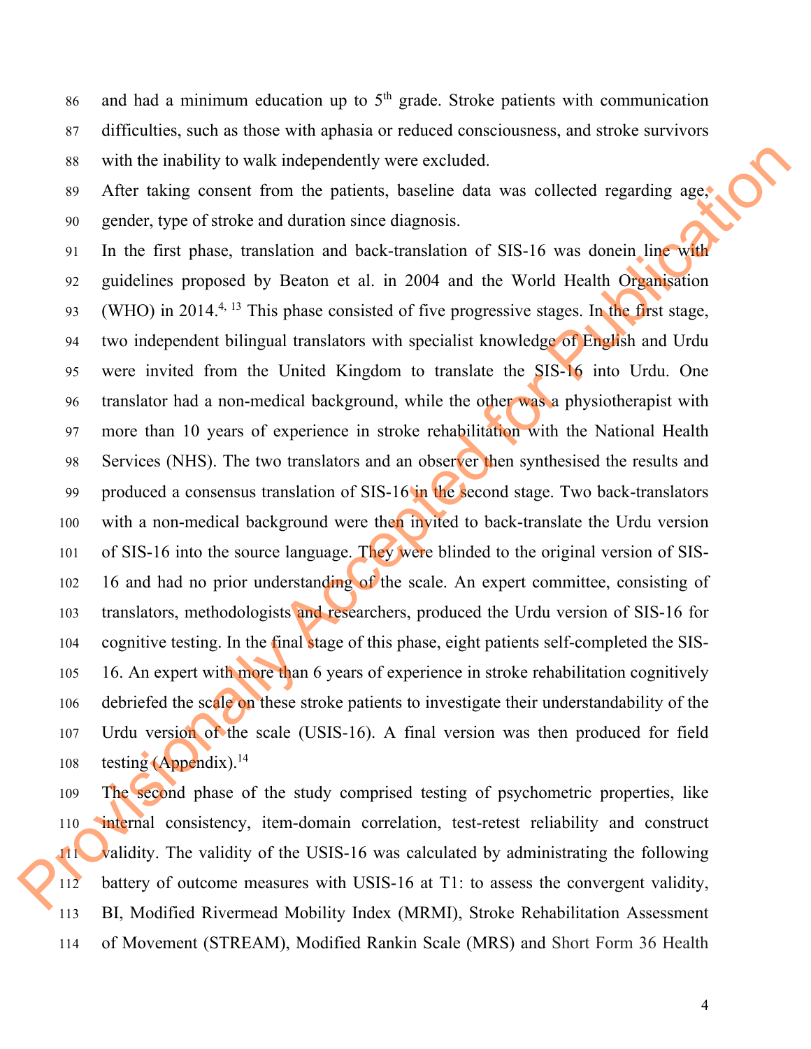and had a minimum education up to 5th grade. Stroke patients with communication difficulties, such as those with aphasia or reduced consciousness, and stroke survivors with the inability to walk independently were excluded.

After taking consent from the patients, baseline data was collected regarding age, gender, type of stroke and duration since diagnosis.

In the first phase, translation and back-translation of SIS-16 was donein line with guidelines proposed by Beaton et al. in 2004 and the World Health Organisation (WHO) in 2014.[4, 13] This phase consisted of five progressive stages. In the first stage, two independent bilingual translators with specialist knowledge of English and Urdu were invited from the United Kingdom to translate the SIS-16 into Urdu. One translator had a non-medical background, while the other was a physiotherapist with more than 10 years of experience in stroke rehabilitation with the National Health Services (NHS). The two translators and an observer then synthesised the results and produced a consensus translation of SIS-16 in the second stage. Two back-translators with a non-medical background were then invited to back-translate the Urdu version of SIS-16 into the source language. They were blinded to the original version of SIS-16 and had no prior understanding of the scale. An expert committee, consisting of translators, methodologists and researchers, produced the Urdu version of SIS-16 for cognitive testing. In the final stage of this phase, eight patients self-completed the SIS-16. An expert with more than 6 years of experience in stroke rehabilitation cognitively debriefed the scale on these stroke patients to investigate their understandability of the Urdu version of the scale (USIS-16). A final version was then produced for field testing (Appendix).[14]

The second phase of the study comprised testing of psychometric properties, like internal consistency, item-domain correlation, test-retest reliability and construct validity. The validity of the USIS-16 was calculated by administrating the following battery of outcome measures with USIS-16 at T1: to assess the convergent validity, BI, Modified Rivermead Mobility Index (MRMI), Stroke Rehabilitation Assessment of Movement (STREAM), Modified Rankin Scale (MRS) and Short Form 36 Health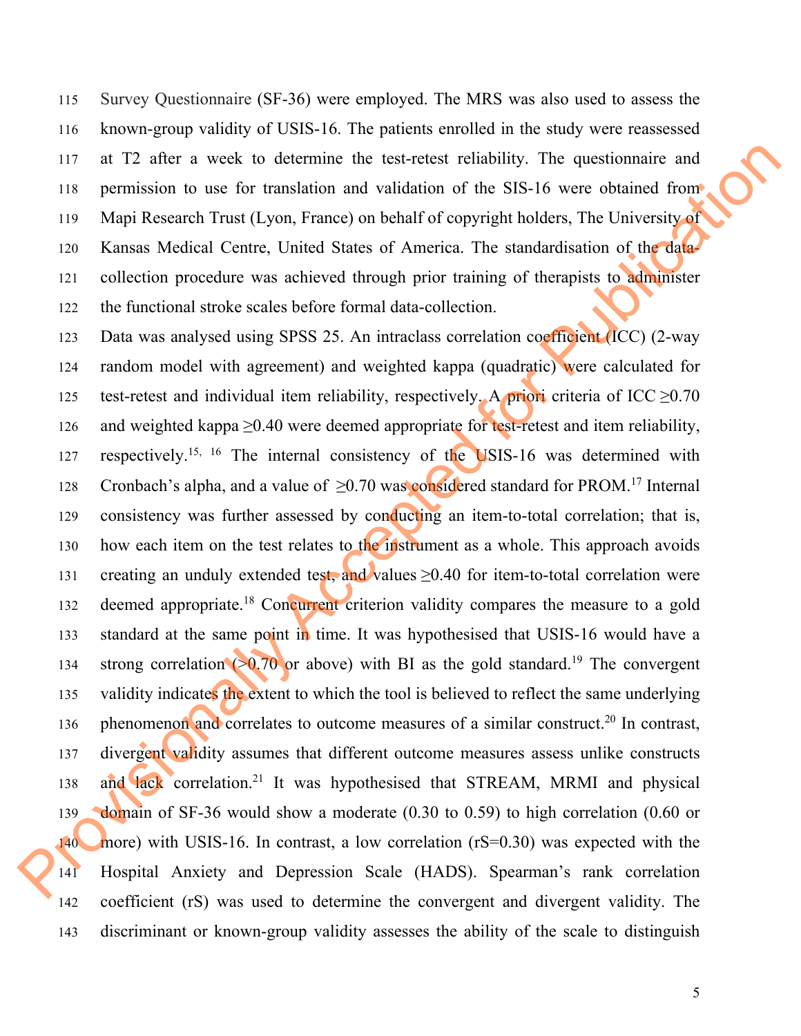Survey Questionnaire (SF-36) were employed. The MRS was also used to assess the known-group validity of USIS-16. The patients enrolled in the study were reassessed at T2 after a week to determine the test-retest reliability. The questionnaire and permission to use for translation and validation of the SIS-16 were obtained from Mapi Research Trust (Lyon, France) on behalf of copyright holders, The University of Kansas Medical Centre, United States of America. The standardisation of the data-collection procedure was achieved through prior training of therapists to administer the functional stroke scales before formal data-collection.

Data was analysed using SPSS 25. An intraclass correlation coefficient (ICC) (2-way random model with agreement) and weighted kappa (quadratic) were calculated for test-retest and individual item reliability, respectively. A priori criteria of ICC ≥0.70 and weighted kappa ≥0.40 were deemed appropriate for test-retest and item reliability, respectively.[15, 16] The internal consistency of the USIS-16 was determined with Cronbach's alpha, and a value of ≥0.70 was considered standard for PROM.[17] Internal consistency was further assessed by conducting an item-to-total correlation; that is, how each item on the test relates to the instrument as a whole. This approach avoids creating an unduly extended test, and values ≥0.40 for item-to-total correlation were deemed appropriate.[18] Concurrent criterion validity compares the measure to a gold standard at the same point in time. It was hypothesised that USIS-16 would have a strong correlation (>0.70 or above) with BI as the gold standard.[19] The convergent validity indicates the extent to which the tool is believed to reflect the same underlying phenomenon and correlates to outcome measures of a similar construct.[20] In contrast, divergent validity assumes that different outcome measures assess unlike constructs and lack correlation.[21] It was hypothesised that STREAM, MRMI and physical domain of SF-36 would show a moderate (0.30 to 0.59) to high correlation (0.60 or more) with USIS-16. In contrast, a low correlation (rS=0.30) was expected with the Hospital Anxiety and Depression Scale (HADS). Spearman's rank correlation coefficient (rS) was used to determine the convergent and divergent validity. The discriminant or known-group validity assesses the ability of the scale to distinguish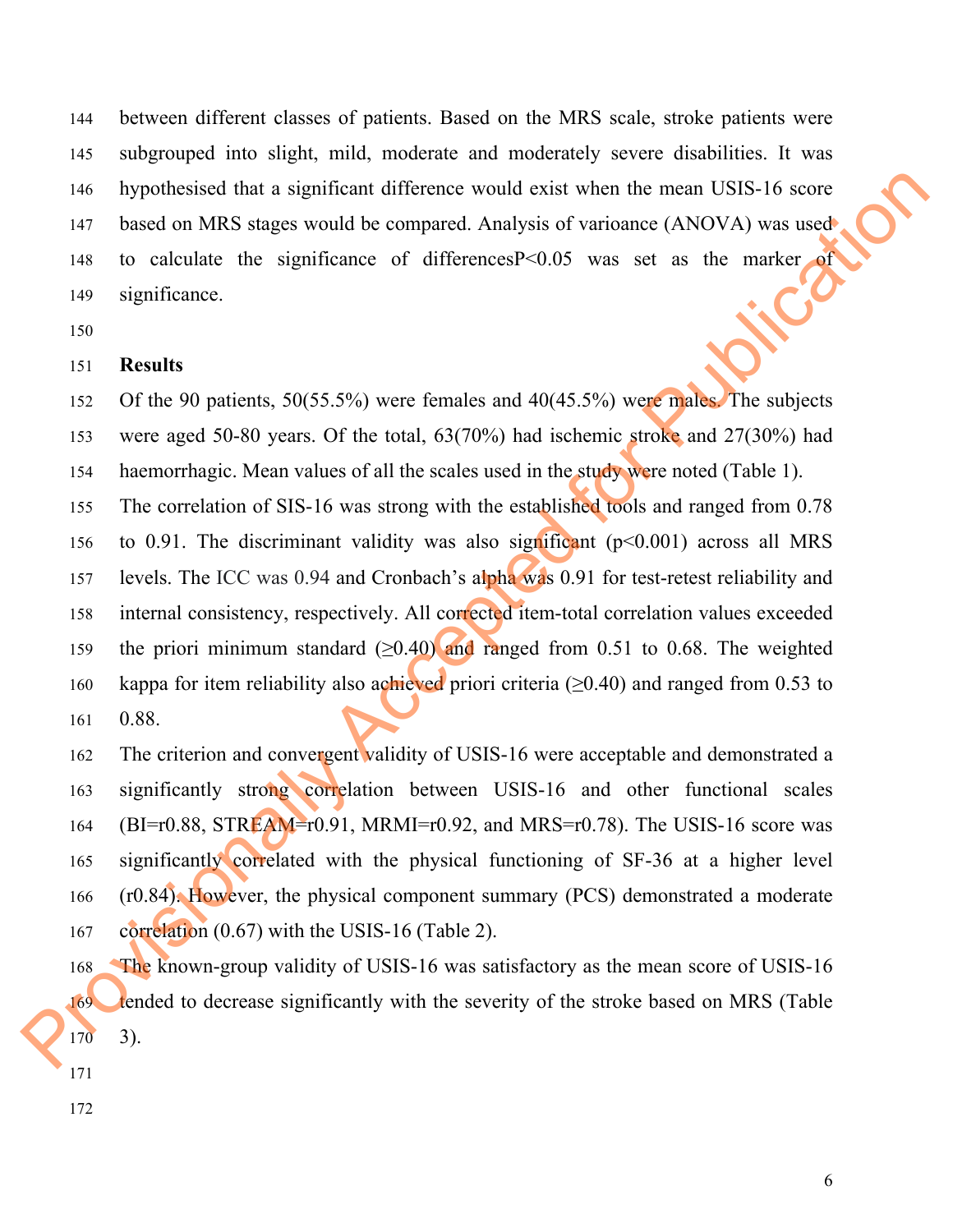between different classes of patients. Based on the MRS scale, stroke patients were subgrouped into slight, mild, moderate and moderately severe disabilities. It was hypothesised that a significant difference would exist when the mean USIS-16 score based on MRS stages would be compared. Analysis of varioance (ANOVA) was used to calculate the significance of differencesP<0.05 was set as the marker of significance.

## Results

Of the 90 patients, 50(55.5%) were females and 40(45.5%) were males. The subjects were aged 50-80 years. Of the total, 63(70%) had ischemic stroke and 27(30%) had haemorrhagic. Mean values of all the scales used in the study were noted (Table 1).

The correlation of SIS-16 was strong with the established tools and ranged from 0.78 to 0.91. The discriminant validity was also significant (p<0.001) across all MRS levels. The ICC was 0.94 and Cronbach's alpha was 0.91 for test-retest reliability and internal consistency, respectively. All corrected item-total correlation values exceeded the priori minimum standard (≥0.40) and ranged from 0.51 to 0.68. The weighted kappa for item reliability also achieved priori criteria (≥0.40) and ranged from 0.53 to 0.88.

The criterion and convergent validity of USIS-16 were acceptable and demonstrated a significantly strong correlation between USIS-16 and other functional scales (BI=r0.88, STREAM=r0.91, MRMI=r0.92, and MRS=r0.78). The USIS-16 score was significantly correlated with the physical functioning of SF-36 at a higher level (r0.84). However, the physical component summary (PCS) demonstrated a moderate correlation (0.67) with the USIS-16 (Table 2).

The known-group validity of USIS-16 was satisfactory as the mean score of USIS-16 tended to decrease significantly with the severity of the stroke based on MRS (Table 3).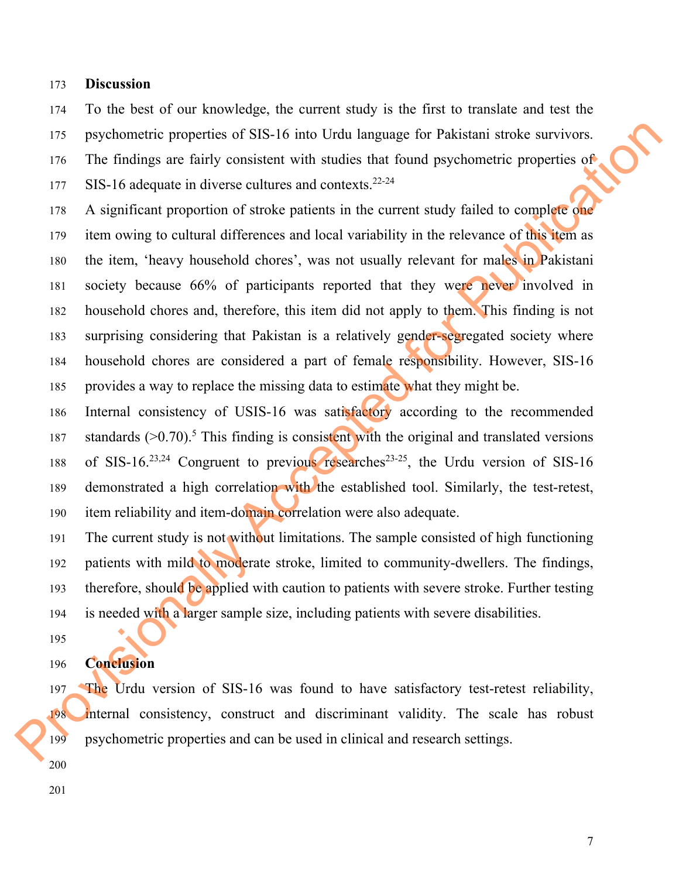## Discussion

To the best of our knowledge, the current study is the first to translate and test the psychometric properties of SIS-16 into Urdu language for Pakistani stroke survivors. The findings are fairly consistent with studies that found psychometric properties of SIS-16 adequate in diverse cultures and contexts.[22-24]

A significant proportion of stroke patients in the current study failed to complete one item owing to cultural differences and local variability in the relevance of this item as the item, 'heavy household chores', was not usually relevant for males in Pakistani society because 66% of participants reported that they were never involved in household chores and, therefore, this item did not apply to them. This finding is not surprising considering that Pakistan is a relatively gender-segregated society where household chores are considered a part of female responsibility. However, SIS-16 provides a way to replace the missing data to estimate what they might be.

Internal consistency of USIS-16 was satisfactory according to the recommended standards (>0.70).[5] This finding is consistent with the original and translated versions of SIS-16.[23,24] Congruent to previous researches[23-25], the Urdu version of SIS-16 demonstrated a high correlation with the established tool. Similarly, the test-retest, item reliability and item-domain correlation were also adequate.

The current study is not without limitations. The sample consisted of high functioning patients with mild to moderate stroke, limited to community-dwellers. The findings, therefore, should be applied with caution to patients with severe stroke. Further testing is needed with a larger sample size, including patients with severe disabilities.

## Conclusion

The Urdu version of SIS-16 was found to have satisfactory test-retest reliability, internal consistency, construct and discriminant validity. The scale has robust psychometric properties and can be used in clinical and research settings.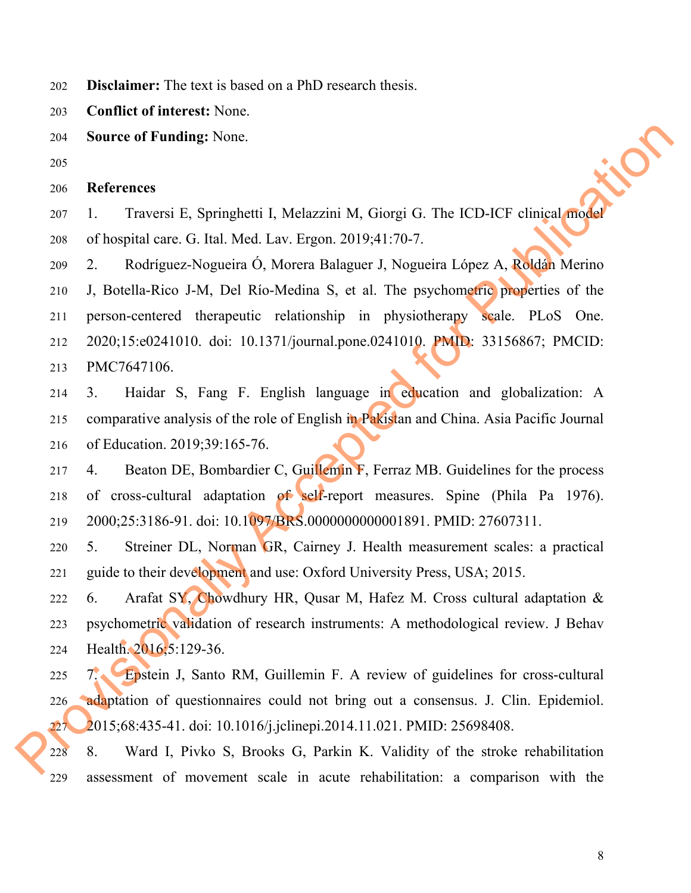**Disclaimer:** The text is based on a PhD research thesis.

**Conflict of interest:** None.

**Source of Funding:** None.

## References

1. Traversi E, Springhetti I, Melazzini M, Giorgi G. The ICD-ICF clinical model of hospital care. G. Ital. Med. Lav. Ergon. 2019;41:70-7.
2. Rodríguez-Nogueira Ó, Morera Balaguer J, Nogueira López A, Roldán Merino J, Botella-Rico J-M, Del Río-Medina S, et al. The psychometric properties of the person-centered therapeutic relationship in physiotherapy scale. PLoS One. 2020;15:e0241010. doi: 10.1371/journal.pone.0241010. PMID: 33156867; PMCID: PMC7647106.
3. Haidar S, Fang F. English language in education and globalization: A comparative analysis of the role of English in Pakistan and China. Asia Pacific Journal of Education. 2019;39:165-76.
4. Beaton DE, Bombardier C, Guillemin F, Ferraz MB. Guidelines for the process of cross-cultural adaptation of self-report measures. Spine (Phila Pa 1976). 2000;25:3186-91. doi: 10.1097/BRS.0000000000001891. PMID: 27607311.
5. Streiner DL, Norman GR, Cairney J. Health measurement scales: a practical guide to their development and use: Oxford University Press, USA; 2015.
6. Arafat SY, Chowdhury HR, Qusar M, Hafez M. Cross cultural adaptation & psychometric validation of research instruments: A methodological review. J Behav Health. 2016;5:129-36.
7. Epstein J, Santo RM, Guillemin F. A review of guidelines for cross-cultural adaptation of questionnaires could not bring out a consensus. J. Clin. Epidemiol. 2015;68:435-41. doi: 10.1016/j.jclinepi.2014.11.021. PMID: 25698408.
8. Ward I, Pivko S, Brooks G, Parkin K. Validity of the stroke rehabilitation assessment of movement scale in acute rehabilitation: a comparison with the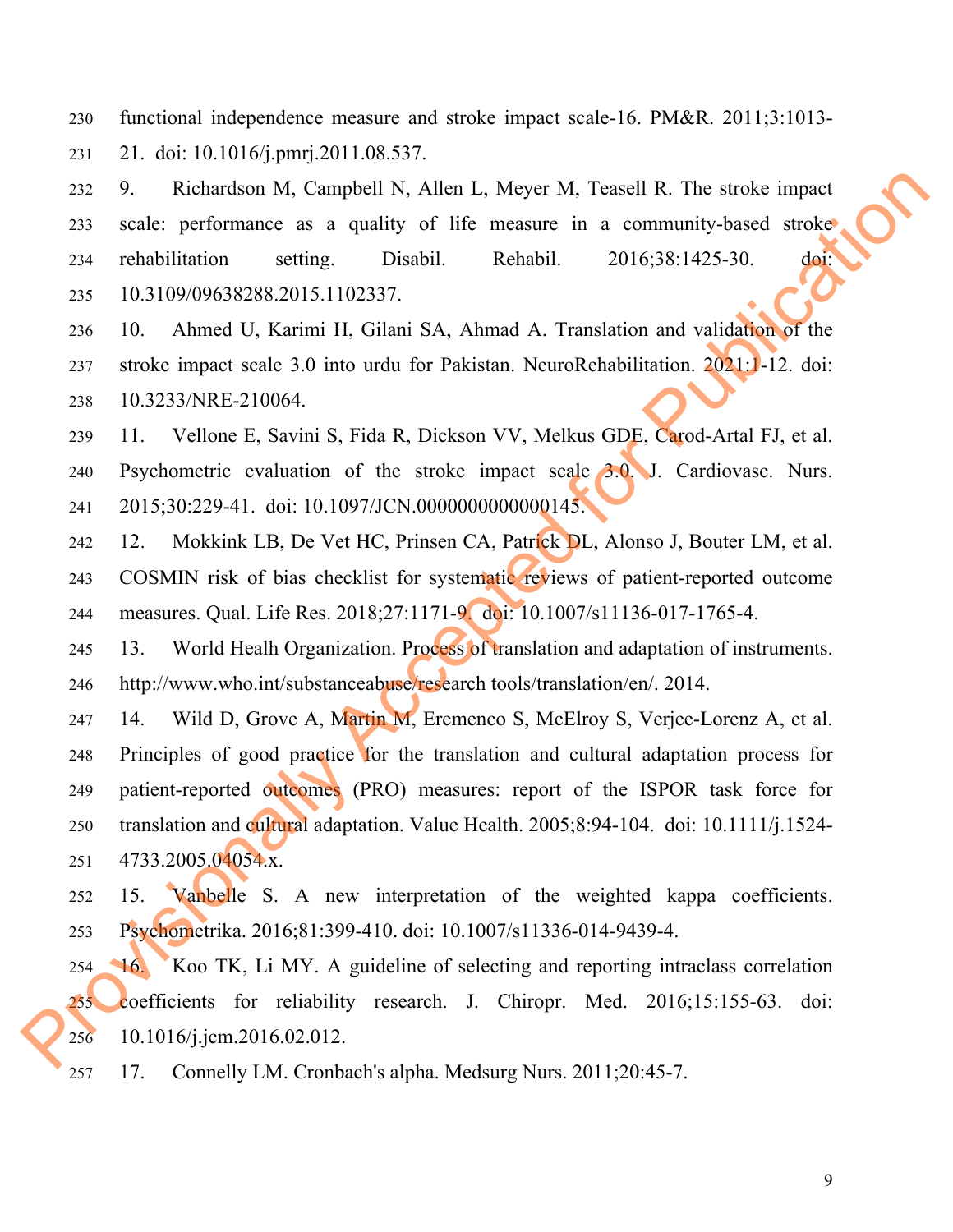functional independence measure and stroke impact scale-16. PM&R. 2011;3:1013-21. doi: 10.1016/j.pmrj.2011.08.537.

9. Richardson M, Campbell N, Allen L, Meyer M, Teasell R. The stroke impact scale: performance as a quality of life measure in a community-based stroke rehabilitation setting. Disabil. Rehabil. 2016;38:1425-30. doi: 10.3109/09638288.2015.1102337.

10. Ahmed U, Karimi H, Gilani SA, Ahmad A. Translation and validation of the stroke impact scale 3.0 into urdu for Pakistan. NeuroRehabilitation. 2021:1-12. doi: 10.3233/NRE-210064.

11. Vellone E, Savini S, Fida R, Dickson VV, Melkus GDE, Carod-Artal FJ, et al. Psychometric evaluation of the stroke impact scale 3.0. J. Cardiovasc. Nurs. 2015;30:229-41. doi: 10.1097/JCN.0000000000000145.

12. Mokkink LB, De Vet HC, Prinsen CA, Patrick DL, Alonso J, Bouter LM, et al. COSMIN risk of bias checklist for systematic reviews of patient-reported outcome measures. Qual. Life Res. 2018;27:1171-9. doi: 10.1007/s11136-017-1765-4.

13. World Healh Organization. Process of translation and adaptation of instruments. http://www.who.int/substanceabuse/research tools/translation/en/. 2014.

14. Wild D, Grove A, Martin M, Eremenco S, McElroy S, Verjee-Lorenz A, et al. Principles of good practice for the translation and cultural adaptation process for patient-reported outcomes (PRO) measures: report of the ISPOR task force for translation and cultural adaptation. Value Health. 2005;8:94-104. doi: 10.1111/j.1524-4733.2005.04054.x.

15. Vanbelle S. A new interpretation of the weighted kappa coefficients. Psychometrika. 2016;81:399-410. doi: 10.1007/s11336-014-9439-4.

16. Koo TK, Li MY. A guideline of selecting and reporting intraclass correlation coefficients for reliability research. J. Chiropr. Med. 2016;15:155-63. doi: 10.1016/j.jcm.2016.02.012.

17. Connelly LM. Cronbach's alpha. Medsurg Nurs. 2011;20:45-7.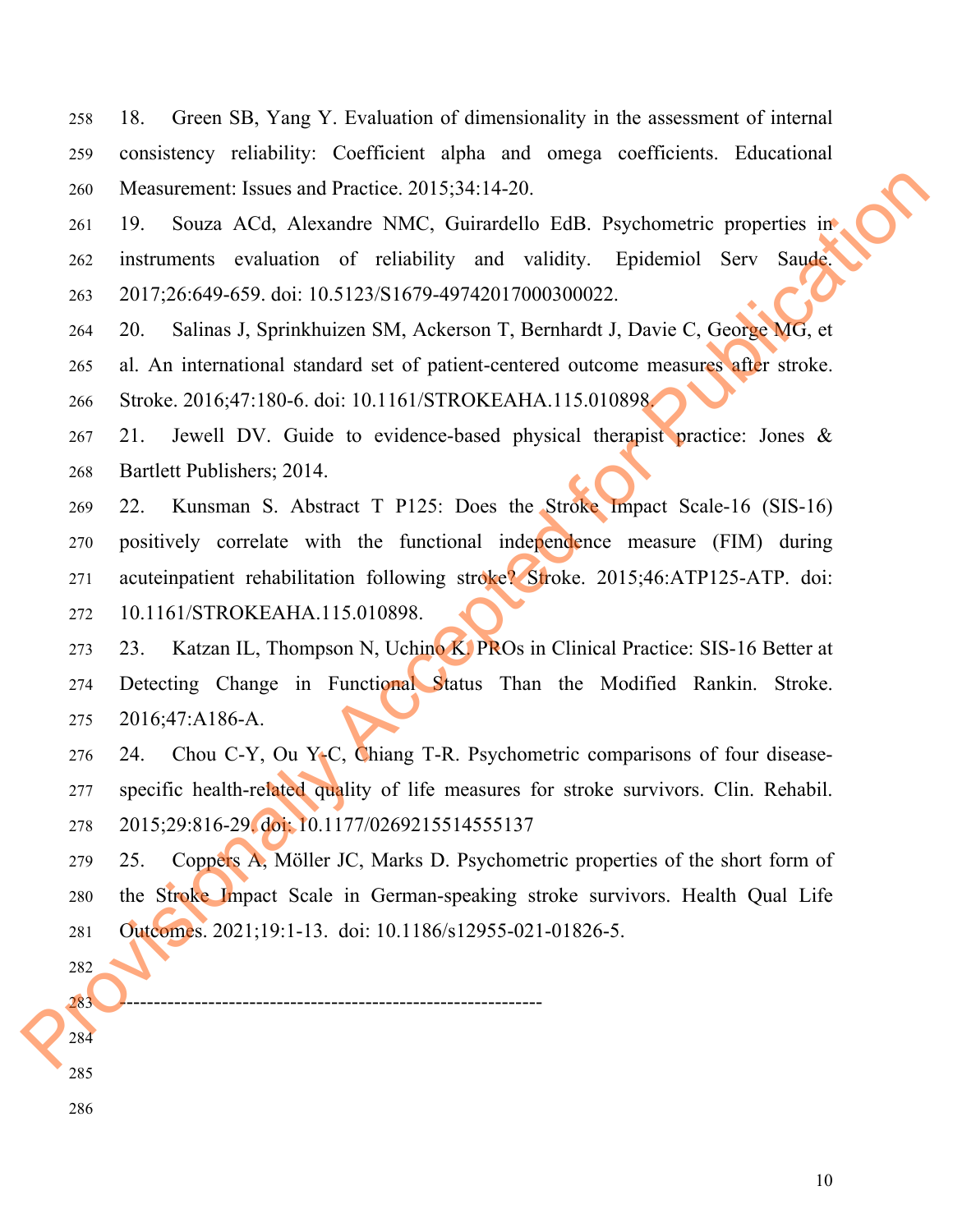18. Green SB, Yang Y. Evaluation of dimensionality in the assessment of internal consistency reliability: Coefficient alpha and omega coefficients. Educational Measurement: Issues and Practice. 2015;34:14-20.

19. Souza ACd, Alexandre NMC, Guirardello EdB. Psychometric properties in instruments evaluation of reliability and validity. Epidemiol Serv Saude. 2017;26:649-659. doi: 10.5123/S1679-49742017000300022.

20. Salinas J, Sprinkhuizen SM, Ackerson T, Bernhardt J, Davie C, George MG, et al. An international standard set of patient-centered outcome measures after stroke. Stroke. 2016;47:180-6. doi: 10.1161/STROKEAHA.115.010898.

21. Jewell DV. Guide to evidence-based physical therapist practice: Jones & Bartlett Publishers; 2014.

22. Kunsman S. Abstract T P125: Does the Stroke Impact Scale-16 (SIS-16) positively correlate with the functional independence measure (FIM) during acuteinpatient rehabilitation following stroke? Stroke. 2015;46:ATP125-ATP. doi: 10.1161/STROKEAHA.115.010898.

23. Katzan IL, Thompson N, Uchino K. PROs in Clinical Practice: SIS-16 Better at Detecting Change in Functional Status Than the Modified Rankin. Stroke. 2016;47:A186-A.

24. Chou C-Y, Ou Y-C, Chiang T-R. Psychometric comparisons of four disease-specific health-related quality of life measures for stroke survivors. Clin. Rehabil. 2015;29:816-29. doi: 10.1177/0269215514555137

25. Coppers A, Möller JC, Marks D. Psychometric properties of the short form of the Stroke Impact Scale in German-speaking stroke survivors. Health Qual Life Outcomes. 2021;19:1-13. doi: 10.1186/s12955-021-01826-5.

---------------------------------------------------------------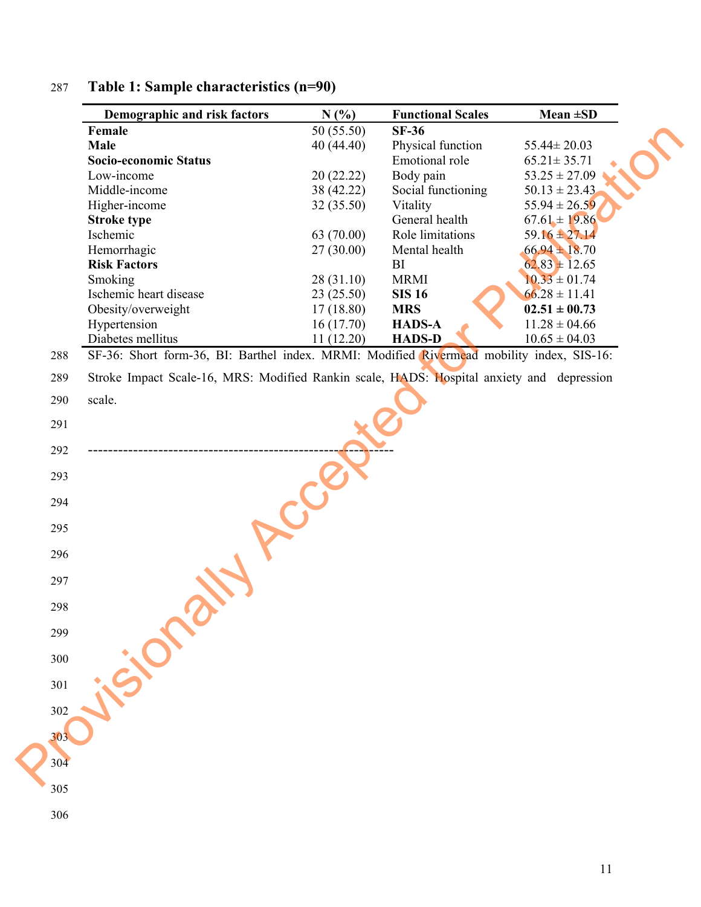**Table 1: Sample characteristics (n=90)**

| Demographic and risk factors | N (%) | Functional Scales | Mean ±SD |
|---|---|---|---|
| **Female** | 50 (55.50) | **SF-36** | |
| **Male** | 40 (44.40) | Physical function | 55.44± 20.03 |
| **Socio-economic Status** | | Emotional role | 65.21± 35.71 |
| Low-income | 20 (22.22) | Body pain | 53.25 ± 27.09 |
| Middle-income | 38 (42.22) | Social functioning | 50.13 ± 23.43 |
| Higher-income | 32 (35.50) | Vitality | 55.94 ± 26.59 |
| **Stroke type** | | General health | 67.61 ± 19.86 |
| Ischemic | 63 (70.00) | Role limitations | 59.16 ± 27.14 |
| Hemorrhagic | 27 (30.00) | Mental health | 66.94 ± 18.70 |
| **Risk Factors** | | BI | 62.83 ± 12.65 |
| Smoking | 28 (31.10) | MRMI | 10.33 ± 01.74 |
| Ischemic heart disease | 23 (25.50) | **SIS 16** | 66.28 ± 11.41 |
| Obesity/overweight | 17 (18.80) | **MRS** | **02.51 ± 00.73** |
| Hypertension | 16 (17.70) | **HADS-A** | 11.28 ± 04.66 |
| Diabetes mellitus | 11 (12.20) | **HADS-D** | 10.65 ± 04.03 |

SF-36: Short form-36, BI: Barthel index. MRMI: Modified Rivermead mobility index, SIS-16: Stroke Impact Scale-16, MRS: Modified Rankin scale, HADS: Hospital anxiety and depression scale.

---------------------------------------------------------------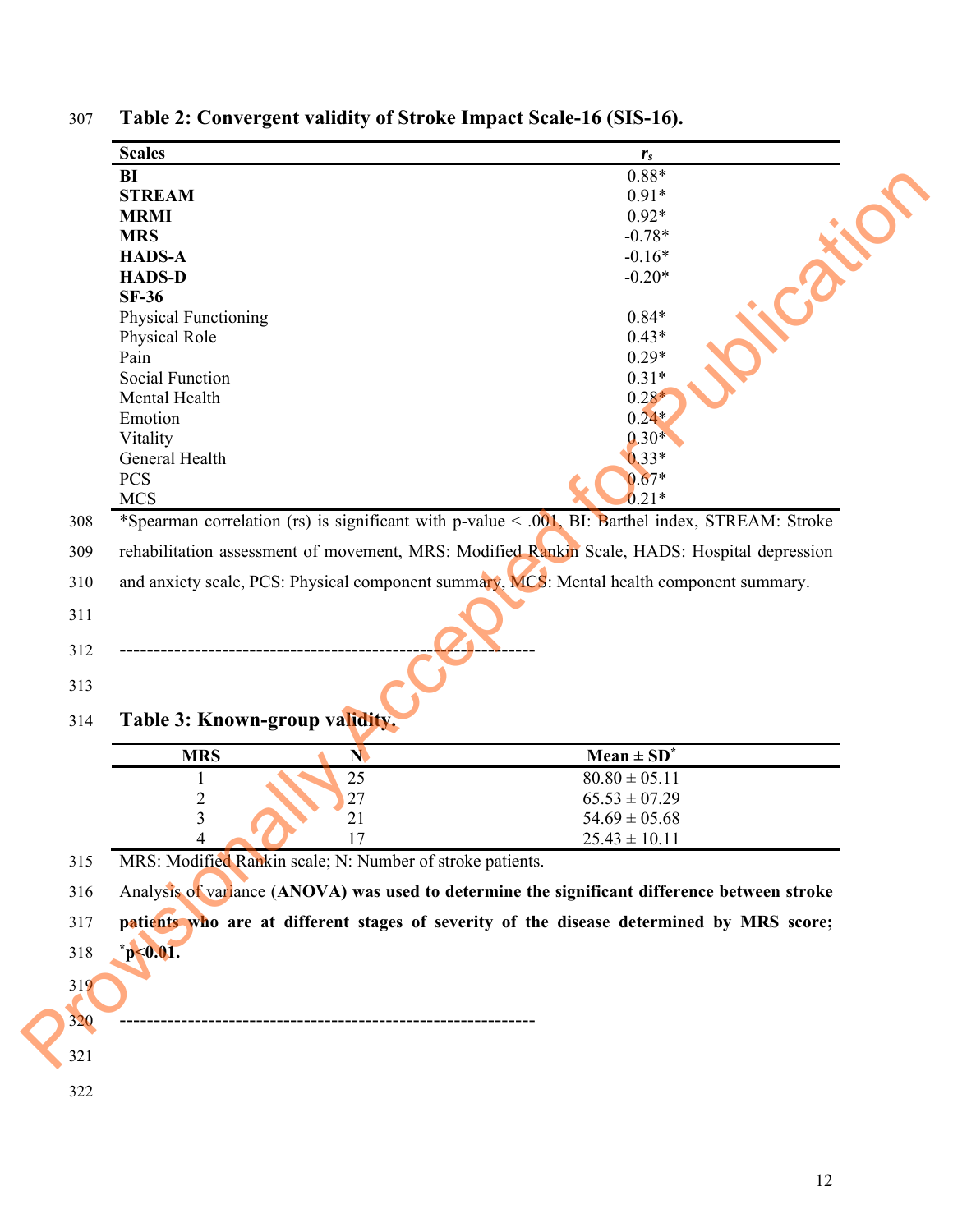**Table 2: Convergent validity of Stroke Impact Scale-16 (SIS-16).**

| Scales | $r_s$ |
|---|---|
| **BI** | 0.88* |
| **STREAM** | 0.91* |
| **MRMI** | 0.92* |
| **MRS** | -0.78* |
| **HADS-A** | -0.16* |
| **HADS-D** | -0.20* |
| **SF-36** | |
| Physical Functioning | 0.84* |
| Physical Role | 0.43* |
| Pain | 0.29* |
| Social Function | 0.31* |
| Mental Health | 0.28* |
| Emotion | 0.24* |
| Vitality | 0.30* |
| General Health | 0.33* |
| PCS | 0.67* |
| MCS | 0.21* |

*Spearman correlation (rs) is significant with p-value < .001, BI: Barthel index, STREAM: Stroke rehabilitation assessment of movement, MRS: Modified Rankin Scale, HADS: Hospital depression and anxiety scale, PCS: Physical component summary, MCS: Mental health component summary.

------------------------------------------------------------

**Table 3: Known-group validity.**

| MRS | N | Mean ± SD* |
|---|---|---|
| 1 | 25 | 80.80 ± 05.11 |
| 2 | 27 | 65.53 ± 07.29 |
| 3 | 21 | 54.69 ± 05.68 |
| 4 | 17 | 25.43 ± 10.11 |

MRS: Modified Rankin scale; N: Number of stroke patients.

Analysis of variance (**ANOVA) was used to determine the significant difference between stroke patients who are at different stages of severity of the disease determined by MRS score; *p<0.01.**

------------------------------------------------------------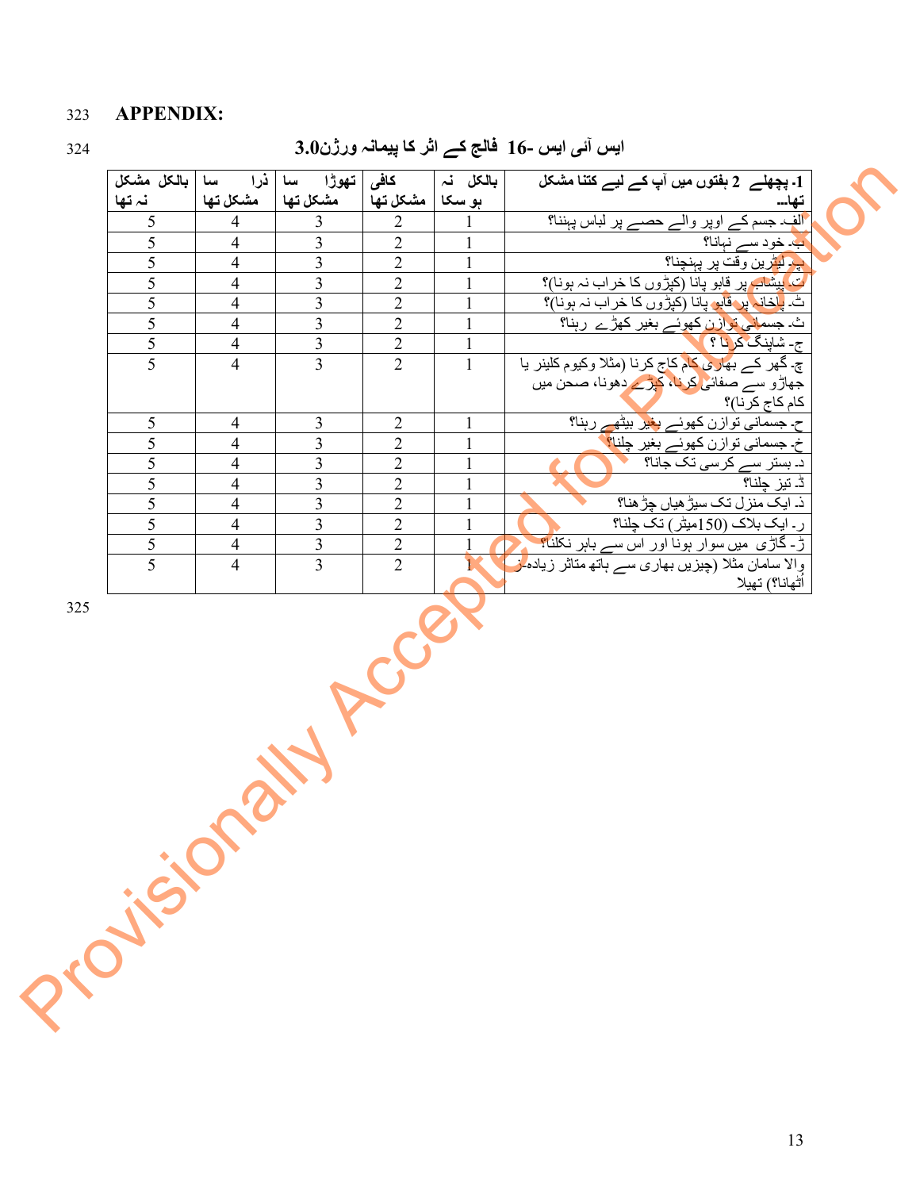# APPENDIX:

**ایس آئی ایس -16 فالج کے اثر کا پیمانہ ورژن3.0**

| 1. پچھلے 2 ہفتوں میں آپ کے لیے کتنا مشکل تھا... | بالکل نہ ہو سکا | کافی مشکل تھا | تھوڑا سا مشکل تھا | ذرا سا مشکل تھا | بالکل مشکل نہ تھا |
|---|---|---|---|---|---|
| الف۔ جسم کے اوپر والے حصے پر لباس پہننا؟ | 1 | 2 | 3 | 4 | 5 |
| ب۔ خود سے نہانا؟ | 1 | 2 | 3 | 4 | 5 |
| پ۔ لیٹرین وقت پر پہنچنا؟ | 1 | 2 | 3 | 4 | 5 |
| ت۔ پیشاب پر قابو پانا (کپڑوں کا خراب نہ ہونا)؟ | 1 | 2 | 3 | 4 | 5 |
| ٹ۔ پاخانہ پر قابو پانا (کپڑوں کا خراب نہ ہونا)؟ | 1 | 2 | 3 | 4 | 5 |
| ث۔ جسمانی توازن کھوئے بغیر کھڑے رہنا؟ | 1 | 2 | 3 | 4 | 5 |
| ج۔ شاپنگ کرنا ؟ | 1 | 2 | 3 | 4 | 5 |
| چ۔ گھر کے بھاری کام کاج کرنا (مثلا وکیوم کلینر یا جھاڑو سے صفائی کرنا، کپڑے دھونا، صحن میں کام کاج کرنا)؟ | 1 | 2 | 3 | 4 | 5 |
| ح۔ جسمانی توازن کھوئے بغیر بیٹھے رہنا؟ | 1 | 2 | 3 | 4 | 5 |
| خ۔ جسمانی توازن کھوئے بغیر چلنا؟ | 1 | 2 | 3 | 4 | 5 |
| د۔ بستر سے کرسی تک جانا؟ | 1 | 2 | 3 | 4 | 5 |
| ڈ۔ تیز چلنا؟ | 1 | 2 | 3 | 4 | 5 |
| ذ۔ ایک منزل تک سیڑھیاں چڑھنا؟ | 1 | 2 | 3 | 4 | 5 |
| ر۔ ایک بلاک (150میٹر) تک چلنا؟ | 1 | 2 | 3 | 4 | 5 |
| ڑ۔ گاڑی میں سوار ہونا اور اس سے باہر نکلنا؟ | 1 | 2 | 3 | 4 | 5 |
| ز۔ زیادہ متاثر ہاتھ سے بھاری چیزیں (مثلا سامان والا تھیلا) اُٹھانا؟ | 1 | 2 | 3 | 4 | 5 |